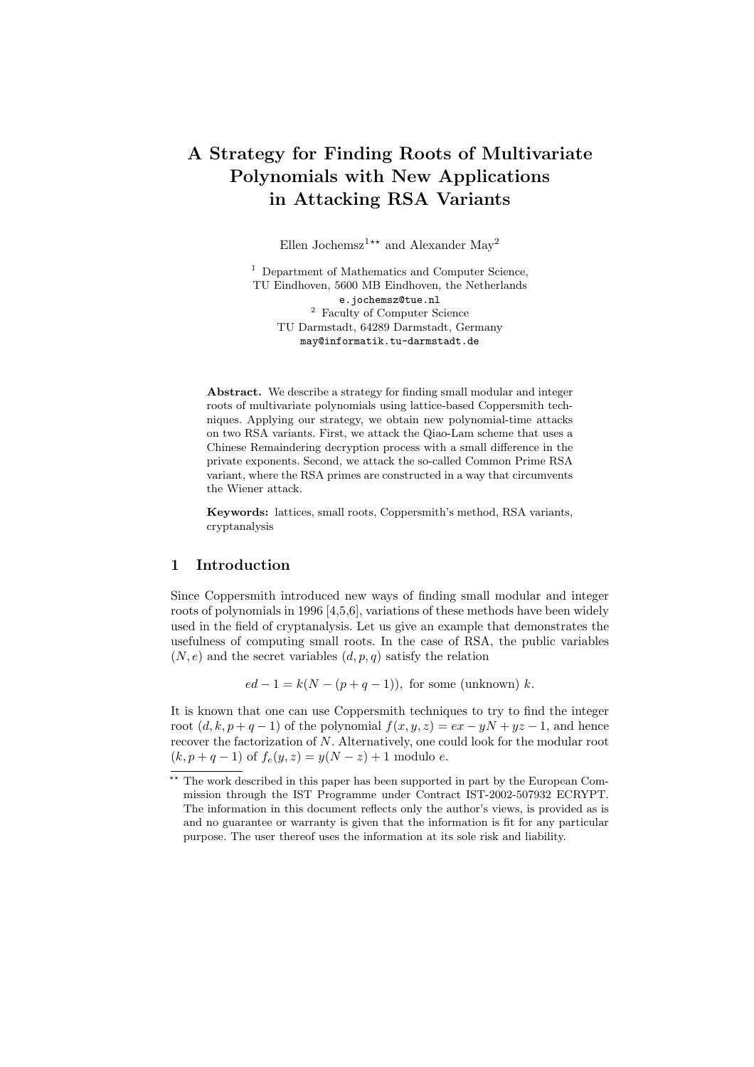# A Strategy for Finding Roots of Multivariate Polynomials with New Applications in Attacking RSA Variants

Ellen Jochemsz[1**] and Alexander May[2]

[1] Department of Mathematics and Computer Science, TU Eindhoven, 5600 MB Eindhoven, the Netherlands
e.jochemsz@tue.nl

[2] Faculty of Computer Science
TU Darmstadt, 64289 Darmstadt, Germany
may@informatik.tu-darmstadt.de

**Abstract.** We describe a strategy for finding small modular and integer roots of multivariate polynomials using lattice-based Coppersmith techniques. Applying our strategy, we obtain new polynomial-time attacks on two RSA variants. First, we attack the Qiao-Lam scheme that uses a Chinese Remaindering decryption process with a small difference in the private exponents. Second, we attack the so-called Common Prime RSA variant, where the RSA primes are constructed in a way that circumvents the Wiener attack.

**Keywords:** lattices, small roots, Coppersmith's method, RSA variants, cryptanalysis

## 1 Introduction

Since Coppersmith introduced new ways of finding small modular and integer roots of polynomials in 1996 [4,5,6], variations of these methods have been widely used in the field of cryptanalysis. Let us give an example that demonstrates the usefulness of computing small roots. In the case of RSA, the public variables $(N, e)$ and the secret variables $(d, p, q)$ satisfy the relation

$$ed - 1 = k(N - (p + q - 1)), \text{ for some (unknown) } k.$$

It is known that one can use Coppersmith techniques to try to find the integer root $(d, k, p + q - 1)$ of the polynomial $f(x, y, z) = ex - yN + yz - 1$, and hence recover the factorization of $N$. Alternatively, one could look for the modular root $(k, p + q - 1)$ of $f_e(y, z) = y(N - z) + 1$ modulo $e$.

** The work described in this paper has been supported in part by the European Commission through the IST Programme under Contract IST-2002-507932 ECRYPT. The information in this document reflects only the author's views, is provided as is and no guarantee or warranty is given that the information is fit for any particular purpose. The user thereof uses the information at its sole risk and liability.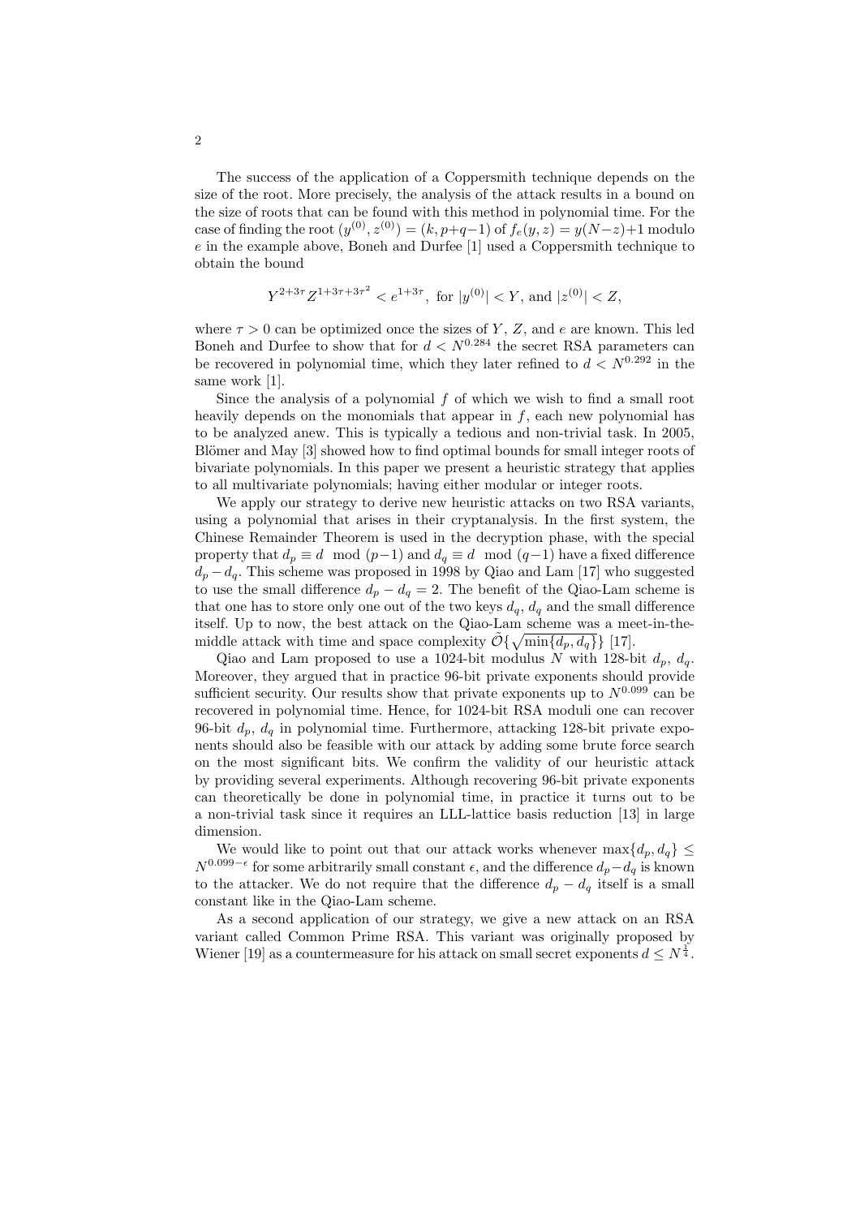The success of the application of a Coppersmith technique depends on the size of the root. More precisely, the analysis of the attack results in a bound on the size of roots that can be found with this method in polynomial time. For the case of finding the root $(y^{(0)}, z^{(0)}) = (k, p+q-1)$ of $f_e(y, z) = y(N-z)+1$ modulo $e$ in the example above, Boneh and Durfee [1] used a Coppersmith technique to obtain the bound

$$Y^{2+3\tau} Z^{1+3\tau+3\tau^2} < e^{1+3\tau}, \text{ for } |y^{(0)}| < Y, \text{ and } |z^{(0)}| < Z,$$

where $\tau > 0$ can be optimized once the sizes of $Y$, $Z$, and $e$ are known. This led Boneh and Durfee to show that for $d < N^{0.284}$ the secret RSA parameters can be recovered in polynomial time, which they later refined to $d < N^{0.292}$ in the same work [1].

Since the analysis of a polynomial $f$ of which we wish to find a small root heavily depends on the monomials that appear in $f$, each new polynomial has to be analyzed anew. This is typically a tedious and non-trivial task. In 2005, Blömer and May [3] showed how to find optimal bounds for small integer roots of bivariate polynomials. In this paper we present a heuristic strategy that applies to all multivariate polynomials; having either modular or integer roots.

We apply our strategy to derive new heuristic attacks on two RSA variants, using a polynomial that arises in their cryptanalysis. In the first system, the Chinese Remainder Theorem is used in the decryption phase, with the special property that $d_p \equiv d \mod (p-1)$ and $d_q \equiv d \mod (q-1)$ have a fixed difference $d_p - d_q$. This scheme was proposed in 1998 by Qiao and Lam [17] who suggested to use the small difference $d_p - d_q = 2$. The benefit of the Qiao-Lam scheme is that one has to store only one out of the two keys $d_q$, $d_q$ and the small difference itself. Up to now, the best attack on the Qiao-Lam scheme was a meet-in-the-middle attack with time and space complexity $\tilde{\mathcal{O}}\{\sqrt{\min\{d_p, d_q\}}\}$ [17].

Qiao and Lam proposed to use a 1024-bit modulus $N$ with 128-bit $d_p$, $d_q$. Moreover, they argued that in practice 96-bit private exponents should provide sufficient security. Our results show that private exponents up to $N^{0.099}$ can be recovered in polynomial time. Hence, for 1024-bit RSA moduli one can recover 96-bit $d_p$, $d_q$ in polynomial time. Furthermore, attacking 128-bit private exponents should also be feasible with our attack by adding some brute force search on the most significant bits. We confirm the validity of our heuristic attack by providing several experiments. Although recovering 96-bit private exponents can theoretically be done in polynomial time, in practice it turns out to be a non-trivial task since it requires an LLL-lattice basis reduction [13] in large dimension.

We would like to point out that our attack works whenever $\max\{d_p, d_q\} \leq N^{0.099-\epsilon}$ for some arbitrarily small constant $\epsilon$, and the difference $d_p - d_q$ is known to the attacker. We do not require that the difference $d_p - d_q$ itself is a small constant like in the Qiao-Lam scheme.

As a second application of our strategy, we give a new attack on an RSA variant called Common Prime RSA. This variant was originally proposed by Wiener [19] as a countermeasure for his attack on small secret exponents $d \leq N^{\frac{1}{4}}$.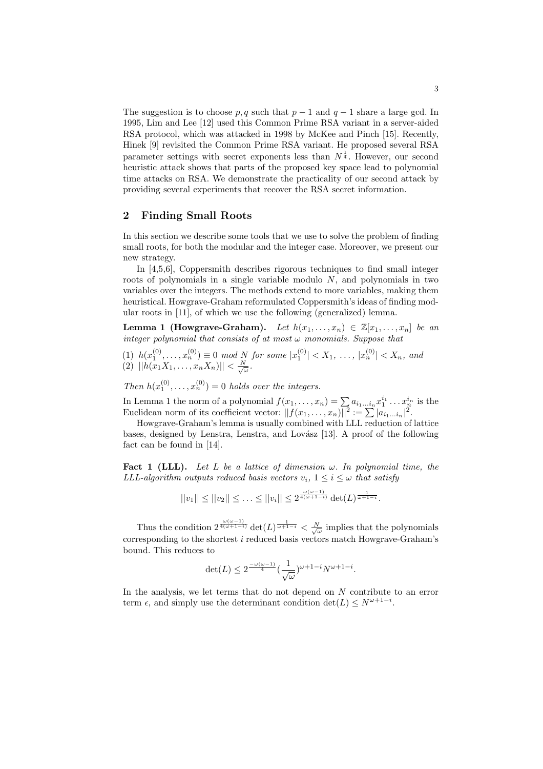The suggestion is to choose $p, q$ such that $p-1$ and $q-1$ share a large gcd. In 1995, Lim and Lee [12] used this Common Prime RSA variant in a server-aided RSA protocol, which was attacked in 1998 by McKee and Pinch [15]. Recently, Hinek [9] revisited the Common Prime RSA variant. He proposed several RSA parameter settings with secret exponents less than $N^{\frac{1}{4}}$. However, our second heuristic attack shows that parts of the proposed key space lead to polynomial time attacks on RSA. We demonstrate the practicality of our second attack by providing several experiments that recover the RSA secret information.

## 2 Finding Small Roots

In this section we describe some tools that we use to solve the problem of finding small roots, for both the modular and the integer case. Moreover, we present our new strategy.

In [4,5,6], Coppersmith describes rigorous techniques to find small integer roots of polynomials in a single variable modulo $N$, and polynomials in two variables over the integers. The methods extend to more variables, making them heuristical. Howgrave-Graham reformulated Coppersmith's ideas of finding modular roots in [11], of which we use the following (generalized) lemma.

**Lemma 1 (Howgrave-Graham).** *Let $h(x_1, \ldots, x_n) \in \mathbb{Z}[x_1, \ldots, x_n]$ be an integer polynomial that consists of at most $\omega$ monomials. Suppose that*

(1) $h(x_1^{(0)}, \ldots, x_n^{(0)}) \equiv 0 \bmod N$ *for some* $|x_1^{(0)}| < X_1, \ \ldots, \ |x_n^{(0)}| < X_n$, *and*
(2) $||h(x_1X_1, \ldots, x_nX_n)|| < \frac{N}{\sqrt{\omega}}$.

*Then $h(x_1^{(0)}, \ldots, x_n^{(0)}) = 0$ holds over the integers.*

In Lemma 1 the norm of a polynomial $f(x_1, \ldots, x_n) = \sum a_{i_1 \ldots i_n} x_1^{i_1} \ldots x_n^{i_n}$ is the Euclidean norm of its coefficient vector: $||f(x_1, \ldots, x_n)||^2 := \sum |a_{i_1 \ldots i_n}|^2$.

Howgrave-Graham's lemma is usually combined with LLL reduction of lattice bases, designed by Lenstra, Lenstra, and Lovász [13]. A proof of the following fact can be found in [14].

**Fact 1 (LLL).** *Let $L$ be a lattice of dimension $\omega$. In polynomial time, the LLL-algorithm outputs reduced basis vectors $v_i$, $1 \leq i \leq \omega$ that satisfy*

$$||v_1|| \leq ||v_2|| \leq \ldots \leq ||v_i|| \leq 2^{\frac{\omega(\omega-1)}{4(\omega+1-i)}} \det(L)^{\frac{1}{\omega+1-i}}.$$

Thus the condition $2^{\frac{\omega(\omega-1)}{4(\omega+1-i)}} \det(L)^{\frac{1}{\omega+1-i}} < \frac{N}{\sqrt{\omega}}$ implies that the polynomials corresponding to the shortest $i$ reduced basis vectors match Howgrave-Graham's bound. This reduces to

$$\det(L) \leq 2^{\frac{-\omega(\omega-1)}{4}} (\frac{1}{\sqrt{\omega}})^{\omega+1-i} N^{\omega+1-i}.$$

In the analysis, we let terms that do not depend on $N$ contribute to an error term $\epsilon$, and simply use the determinant condition $\det(L) \leq N^{\omega+1-i}$.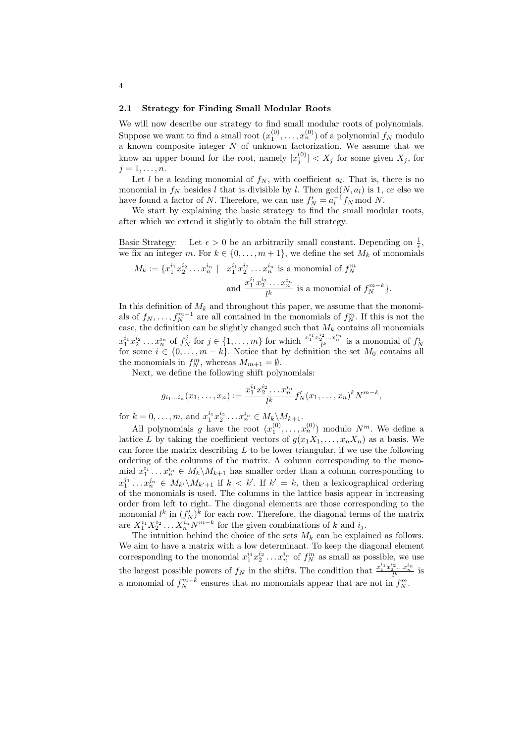### 2.1 Strategy for Finding Small Modular Roots

We will now describe our strategy to find small modular roots of polynomials. Suppose we want to find a small root $(x_1^{(0)}, \ldots, x_n^{(0)})$ of a polynomial $f_N$ modulo a known composite integer $N$ of unknown factorization. We assume that we know an upper bound for the root, namely $|x_j^{(0)}| < X_j$ for some given $X_j$, for $j = 1, \ldots, n$.

Let $l$ be a leading monomial of $f_N$, with coefficient $a_l$. That is, there is no monomial in $f_N$ besides $l$ that is divisible by $l$. Then $\gcd(N, a_l)$ is 1, or else we have found a factor of $N$. Therefore, we can use $f'_N = a_l^{-1} f_N \bmod N$.

We start by explaining the basic strategy to find the small modular roots, after which we extend it slightly to obtain the full strategy.

Basic Strategy: Let $\epsilon > 0$ be an arbitrarily small constant. Depending on $\frac{1}{\epsilon}$, we fix an integer $m$. For $k \in \{0, \ldots, m+1\}$, we define the set $M_k$ of monomials

$$M_k := \{x_1^{i_1} x_2^{i_2} \ldots x_n^{i_n} \mid \; x_1^{i_1} x_2^{i_2} \ldots x_n^{i_n} \text{ is a monomial of } f_N^m \text{ and } \frac{x_1^{i_1} x_2^{i_2} \ldots x_n^{i_n}}{l^k} \text{ is a monomial of } f_N^{m-k}\}.$$

In this definition of $M_k$ and throughout this paper, we assume that the monomials of $f_N, \ldots, f_N^{m-1}$ are all contained in the monomials of $f_N^m$. If this is not the case, the definition can be slightly changed such that $M_k$ contains all monomials $x_1^{i_1} x_2^{i_2} \ldots x_n^{i_n}$ of $f_N^j$ for $j \in \{1, \ldots, m\}$ for which $\frac{x_1^{i_1} x_2^{i_2} \ldots x_n^{i_n}}{l^k}$ is a monomial of $f_N^i$ for some $i \in \{0, \ldots, m-k\}$. Notice that by definition the set $M_0$ contains all the monomials in $f_N^m$, whereas $M_{m+1} = \emptyset$.

Next, we define the following shift polynomials:

$$g_{i_1 \ldots i_n}(x_1, \ldots, x_n) := \frac{x_1^{i_1} x_2^{i_2} \ldots x_n^{i_n}}{l^k} f'_N(x_1, \ldots, x_n)^k N^{m-k},$$

for $k = 0, \ldots, m$, and $x_1^{i_1} x_2^{i_2} \ldots x_n^{i_n} \in M_k \backslash M_{k+1}$.

All polynomials $g$ have the root $(x_1^{(0)}, \ldots, x_n^{(0)})$ modulo $N^m$. We define a lattice $L$ by taking the coefficient vectors of $g(x_1 X_1, \ldots, x_n X_n)$ as a basis. We can force the matrix describing $L$ to be lower triangular, if we use the following ordering of the columns of the matrix. A column corresponding to the monomial $x_1^{i_1} \ldots x_n^{i_n} \in M_k \backslash M_{k+1}$ has smaller order than a column corresponding to $x_1^{j_1} \ldots x_n^{j_n} \in M_{k'} \backslash M_{k'+1}$ if $k < k'$. If $k' = k$, then a lexicographical ordering of the monomials is used. The columns in the lattice basis appear in increasing order from left to right. The diagonal elements are those corresponding to the monomial $l^k$ in $(f'_N)^k$ for each row. Therefore, the diagonal terms of the matrix are $X_1^{i_1} X_2^{i_2} \ldots X_n^{i_n} N^{m-k}$ for the given combinations of $k$ and $i_j$.

The intuition behind the choice of the sets $M_k$ can be explained as follows. We aim to have a matrix with a low determinant. To keep the diagonal element corresponding to the monomial $x_1^{i_1} x_2^{i_2} \ldots x_n^{i_n}$ of $f_N^m$ as small as possible, we use the largest possible powers of $f_N$ in the shifts. The condition that $\frac{x_1^{i_1} x_2^{i_2} \ldots x_n^{i_n}}{l^k}$ is a monomial of $f_N^{m-k}$ ensures that no monomials appear that are not in $f_N^m$.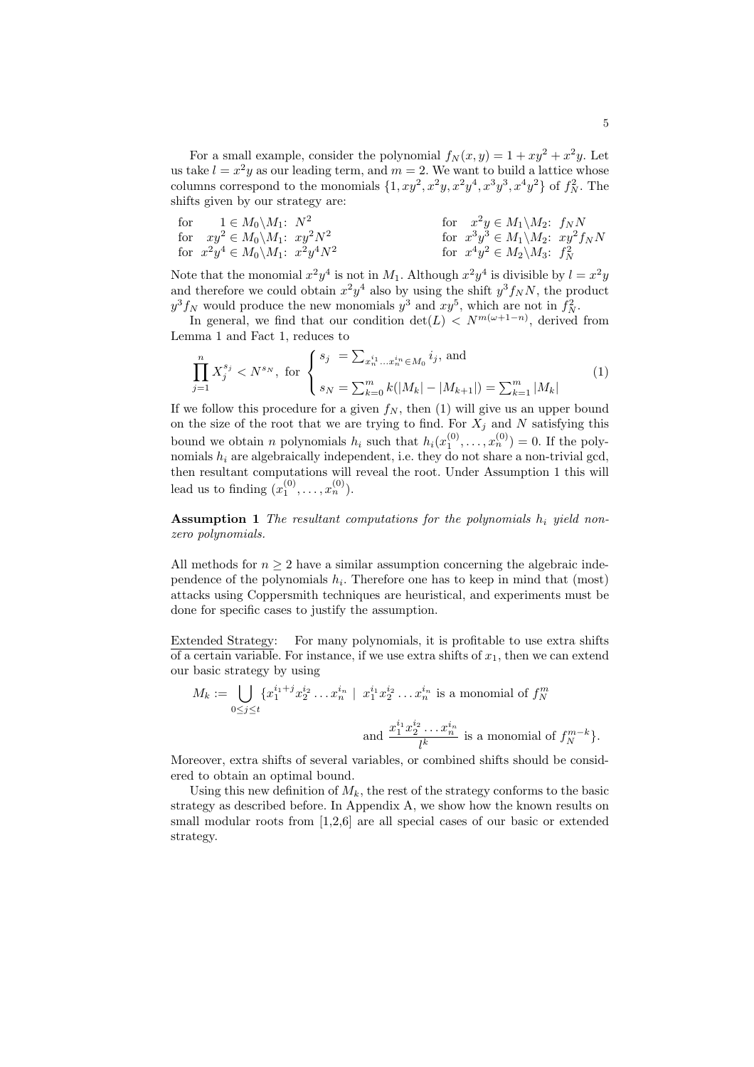For a small example, consider the polynomial $f_N(x, y) = 1 + xy^2 + x^2y$. Let us take $l = x^2y$ as our leading term, and $m = 2$. We want to build a lattice whose columns correspond to the monomials $\{1, xy^2, x^2y, x^2y^4, x^3y^3, x^4y^2\}$ of $f_N^2$. The shifts given by our strategy are:

| | |
|---|---|
| for $1 \in M_0 \backslash M_1$: $N^2$ | for $x^2y \in M_1 \backslash M_2$: $f_N N$ |
| for $xy^2 \in M_0 \backslash M_1$: $xy^2 N^2$ | for $x^3y^3 \in M_1 \backslash M_2$: $xy^2 f_N N$ |
| for $x^2y^4 \in M_0 \backslash M_1$: $x^2y^4 N^2$ | for $x^4y^2 \in M_2 \backslash M_3$: $f_N^2$ |

Note that the monomial $x^2y^4$ is not in $M_1$. Although $x^2y^4$ is divisible by $l = x^2y$ and therefore we could obtain $x^2y^4$ also by using the shift $y^3 f_N N$, the product $y^3 f_N$ would produce the new monomials $y^3$ and $xy^5$, which are not in $f_N^2$.

In general, we find that our condition $\det(L) < N^{m(\omega+1-n)}$, derived from Lemma 1 and Fact 1, reduces to

$$\prod_{j=1}^{n} X_j^{s_j} < N^{s_N}, \text{ for } \begin{cases} s_j &= \sum_{x_n^{i_1} \ldots x_n^{i_n} \in M_0} i_j, \text{ and} \\ s_N &= \sum_{k=0}^{m} k(|M_k| - |M_{k+1}|) = \sum_{k=1}^{m} |M_k| \end{cases} \tag{1}$$

If we follow this procedure for a given $f_N$, then (1) will give us an upper bound on the size of the root that we are trying to find. For $X_j$ and $N$ satisfying this bound we obtain $n$ polynomials $h_i$ such that $h_i(x_1^{(0)}, \ldots, x_n^{(0)}) = 0$. If the polynomials $h_i$ are algebraically independent, i.e. they do not share a non-trivial gcd, then resultant computations will reveal the root. Under Assumption 1 this will lead us to finding $(x_1^{(0)}, \ldots, x_n^{(0)})$.

**Assumption 1** *The resultant computations for the polynomials $h_i$ yield non-zero polynomials.*

All methods for $n \geq 2$ have a similar assumption concerning the algebraic independence of the polynomials $h_i$. Therefore one has to keep in mind that (most) attacks using Coppersmith techniques are heuristical, and experiments must be done for specific cases to justify the assumption.

Extended Strategy: For many polynomials, it is profitable to use extra shifts of a certain variable. For instance, if we use extra shifts of $x_1$, then we can extend our basic strategy by using

$$M_k := \bigcup_{0 \leq j \leq t} \{x_1^{i_1+j} x_2^{i_2} \ldots x_n^{i_n} \mid x_1^{i_1} x_2^{i_2} \ldots x_n^{i_n} \text{ is a monomial of } f_N^m \text{ and } \frac{x_1^{i_1} x_2^{i_2} \ldots x_n^{i_n}}{l^k} \text{ is a monomial of } f_N^{m-k}\}.$$

Moreover, extra shifts of several variables, or combined shifts should be considered to obtain an optimal bound.

Using this new definition of $M_k$, the rest of the strategy conforms to the basic strategy as described before. In Appendix A, we show how the known results on small modular roots from [1,2,6] are all special cases of our basic or extended strategy.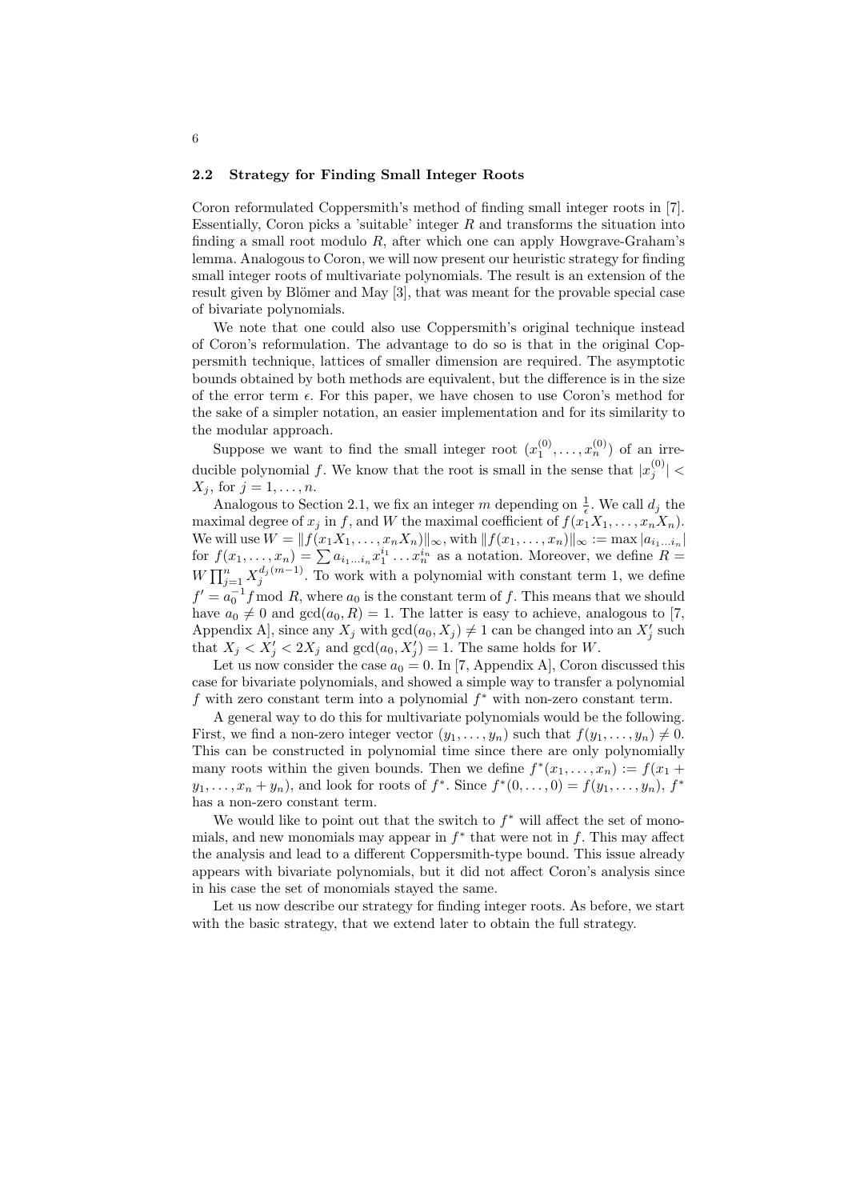### 2.2 Strategy for Finding Small Integer Roots

Coron reformulated Coppersmith's method of finding small integer roots in [7]. Essentially, Coron picks a 'suitable' integer $R$ and transforms the situation into finding a small root modulo $R$, after which one can apply Howgrave-Graham's lemma. Analogous to Coron, we will now present our heuristic strategy for finding small integer roots of multivariate polynomials. The result is an extension of the result given by Blömer and May [3], that was meant for the provable special case of bivariate polynomials.

We note that one could also use Coppersmith's original technique instead of Coron's reformulation. The advantage to do so is that in the original Coppersmith technique, lattices of smaller dimension are required. The asymptotic bounds obtained by both methods are equivalent, but the difference is in the size of the error term $\epsilon$. For this paper, we have chosen to use Coron's method for the sake of a simpler notation, an easier implementation and for its similarity to the modular approach.

Suppose we want to find the small integer root $(x_1^{(0)}, \ldots, x_n^{(0)})$ of an irreducible polynomial $f$. We know that the root is small in the sense that $|x_j^{(0)}| < X_j$, for $j = 1, \ldots, n$.

Analogous to Section 2.1, we fix an integer $m$ depending on $\frac{1}{\epsilon}$. We call $d_j$ the maximal degree of $x_j$ in $f$, and $W$ the maximal coefficient of $f(x_1 X_1, \ldots, x_n X_n)$. We will use $W = \|f(x_1 X_1, \ldots, x_n X_n)\|_\infty$, with $\|f(x_1, \ldots, x_n)\|_\infty := \max |a_{i_1 \ldots i_n}|$ for $f(x_1, \ldots, x_n) = \sum a_{i_1 \ldots i_n} x_1^{i_1} \ldots x_n^{i_n}$ as a notation. Moreover, we define $R = W \prod_{j=1}^{n} X_j^{d_j(m-1)}$. To work with a polynomial with constant term 1, we define $f' = a_0^{-1} f \bmod R$, where $a_0$ is the constant term of $f$. This means that we should have $a_0 \neq 0$ and $\gcd(a_0, R) = 1$. The latter is easy to achieve, analogous to [7, Appendix A], since any $X_j$ with $\gcd(a_0, X_j) \neq 1$ can be changed into an $X_j'$ such that $X_j < X_j' < 2X_j$ and $\gcd(a_0, X_j') = 1$. The same holds for $W$.

Let us now consider the case $a_0 = 0$. In [7, Appendix A], Coron discussed this case for bivariate polynomials, and showed a simple way to transfer a polynomial $f$ with zero constant term into a polynomial $f^*$ with non-zero constant term.

A general way to do this for multivariate polynomials would be the following. First, we find a non-zero integer vector $(y_1, \ldots, y_n)$ such that $f(y_1, \ldots, y_n) \neq 0$. This can be constructed in polynomial time since there are only polynomially many roots within the given bounds. Then we define $f^*(x_1, \ldots, x_n) := f(x_1 + y_1, \ldots, x_n + y_n)$, and look for roots of $f^*$. Since $f^*(0, \ldots, 0) = f(y_1, \ldots, y_n)$, $f^*$ has a non-zero constant term.

We would like to point out that the switch to $f^*$ will affect the set of monomials, and new monomials may appear in $f^*$ that were not in $f$. This may affect the analysis and lead to a different Coppersmith-type bound. This issue already appears with bivariate polynomials, but it did not affect Coron's analysis since in his case the set of monomials stayed the same.

Let us now describe our strategy for finding integer roots. As before, we start with the basic strategy, that we extend later to obtain the full strategy.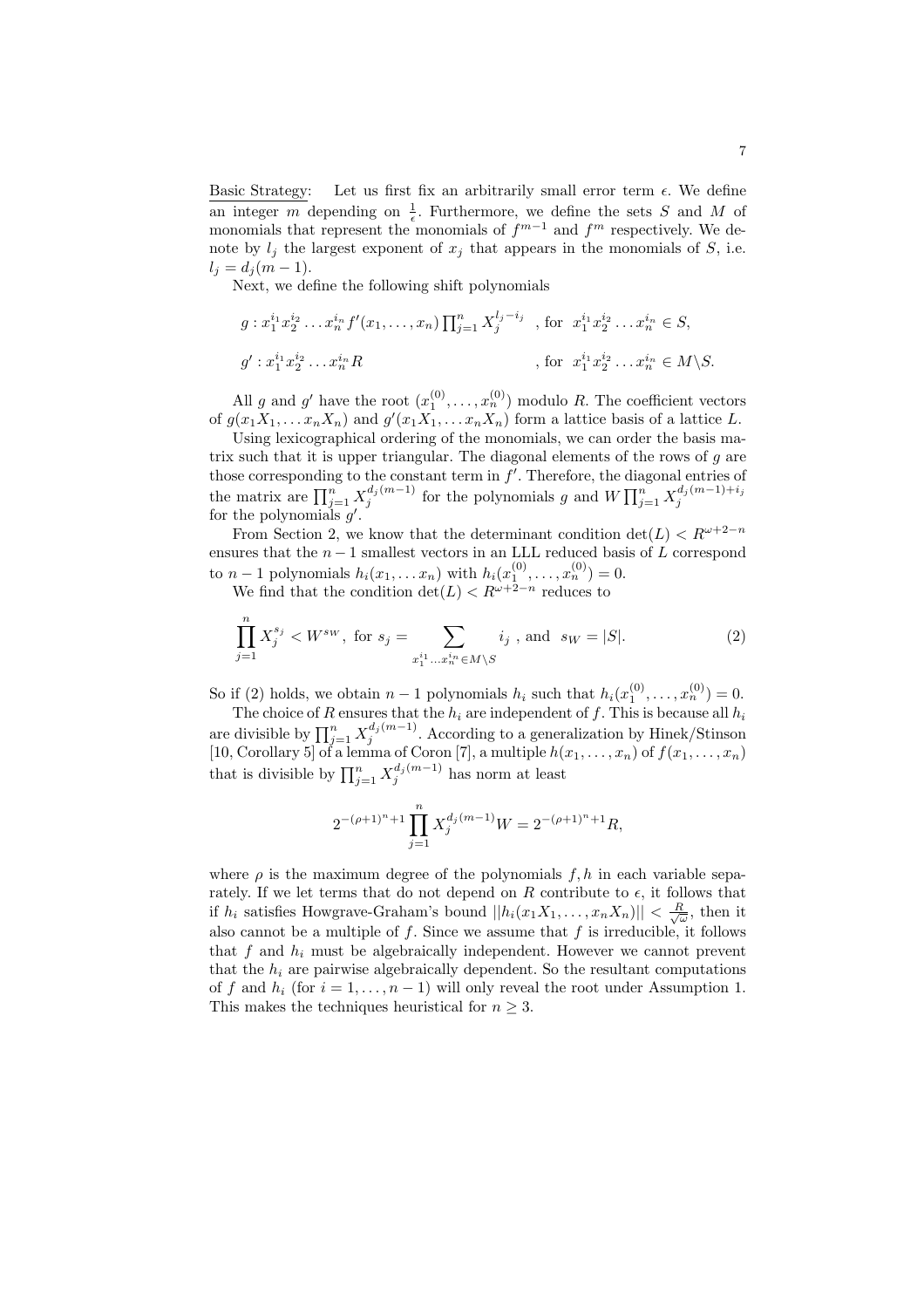Basic Strategy: Let us first fix an arbitrarily small error term $\epsilon$. We define an integer $m$ depending on $\frac{1}{\epsilon}$. Furthermore, we define the sets $S$ and $M$ of monomials that represent the monomials of $f^{m-1}$ and $f^m$ respectively. We denote by $l_j$ the largest exponent of $x_j$ that appears in the monomials of $S$, i.e. $l_j = d_j(m-1)$.

Next, we define the following shift polynomials

$$
\begin{aligned}
&g : x_1^{i_1} x_2^{i_2} \ldots x_n^{i_n} f'(x_1, \ldots, x_n) \prod_{j=1}^{n} X_j^{l_j - i_j} &&, \text{for } \ x_1^{i_1} x_2^{i_2} \ldots x_n^{i_n} \in S, \\
&g' : x_1^{i_1} x_2^{i_2} \ldots x_n^{i_n} R &&, \text{for } \ x_1^{i_1} x_2^{i_2} \ldots x_n^{i_n} \in M \backslash S.
\end{aligned}
$$

All $g$ and $g'$ have the root $(x_1^{(0)}, \ldots, x_n^{(0)})$ modulo $R$. The coefficient vectors of $g(x_1 X_1, \ldots x_n X_n)$ and $g'(x_1 X_1, \ldots x_n X_n)$ form a lattice basis of a lattice $L$.

Using lexicographical ordering of the monomials, we can order the basis matrix such that it is upper triangular. The diagonal elements of the rows of $g$ are those corresponding to the constant term in $f'$. Therefore, the diagonal entries of the matrix are $\prod_{j=1}^{n} X_j^{d_j(m-1)}$ for the polynomials $g$ and $W \prod_{j=1}^{n} X_j^{d_j(m-1)+i_j}$ for the polynomials $g'$.

From Section 2, we know that the determinant condition $\det(L) < R^{\omega+2-n}$ ensures that the $n-1$ smallest vectors in an LLL reduced basis of $L$ correspond to $n-1$ polynomials $h_i(x_1, \ldots x_n)$ with $h_i(x_1^{(0)}, \ldots, x_n^{(0)}) = 0$.

We find that the condition $\det(L) < R^{\omega+2-n}$ reduces to

$$
\prod_{j=1}^{n} X_j^{s_j} < W^{s_W}, \text{ for } s_j = \sum_{x_1^{i_1} \ldots x_n^{i_n} \in M \backslash S} i_j \ , \text{ and } \ s_W = |S|. \tag{2}
$$

So if (2) holds, we obtain $n-1$ polynomials $h_i$ such that $h_i(x_1^{(0)}, \ldots, x_n^{(0)}) = 0$.

The choice of $R$ ensures that the $h_i$ are independent of $f$. This is because all $h_i$ are divisible by $\prod_{j=1}^{n} X_j^{d_j(m-1)}$. According to a generalization by Hinek/Stinson [10, Corollary 5] of a lemma of Coron [7], a multiple $h(x_1, \ldots, x_n)$ of $f(x_1, \ldots, x_n)$ that is divisible by $\prod_{j=1}^{n} X_j^{d_j(m-1)}$ has norm at least

$$
2^{-(\rho+1)^n+1} \prod_{j=1}^{n} X_j^{d_j(m-1)} W = 2^{-(\rho+1)^n+1} R,
$$

where $\rho$ is the maximum degree of the polynomials $f, h$ in each variable separately. If we let terms that do not depend on $R$ contribute to $\epsilon$, it follows that if $h_i$ satisfies Howgrave-Graham's bound $||h_i(x_1 X_1, \ldots, x_n X_n)|| < \frac{R}{\sqrt{\omega}}$, then it also cannot be a multiple of $f$. Since we assume that $f$ is irreducible, it follows that $f$ and $h_i$ must be algebraically independent. However we cannot prevent that the $h_i$ are pairwise algebraically dependent. So the resultant computations of $f$ and $h_i$ (for $i = 1, \ldots, n-1$) will only reveal the root under Assumption 1. This makes the techniques heuristical for $n \geq 3$.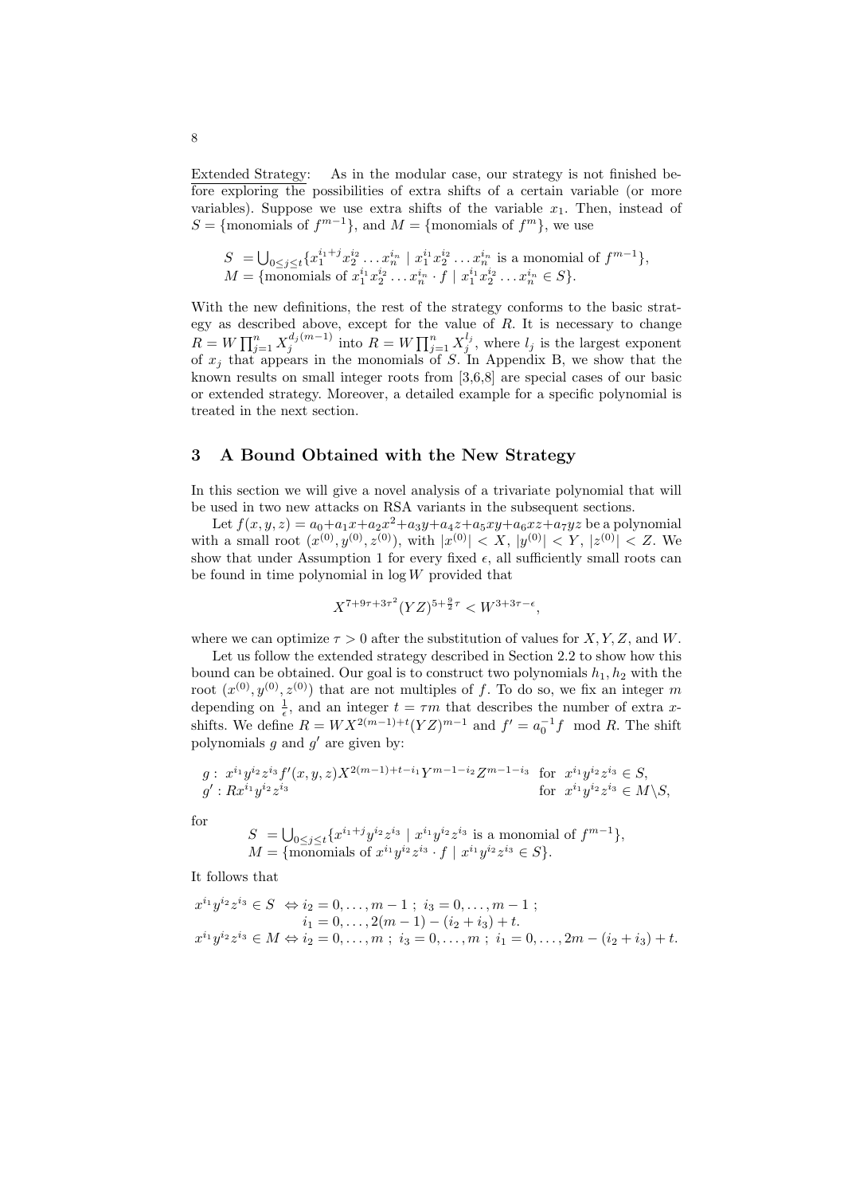Extended Strategy: As in the modular case, our strategy is not finished before exploring the possibilities of extra shifts of a certain variable (or more variables). Suppose we use extra shifts of the variable $x_1$. Then, instead of $S = \{\text{monomials of } f^{m-1}\}$, and $M = \{\text{monomials of } f^m\}$, we use

$$
\begin{aligned}
S &= \bigcup_{0 \le j \le t} \{x_1^{i_1+j} x_2^{i_2} \ldots x_n^{i_n} \mid x_1^{i_1} x_2^{i_2} \ldots x_n^{i_n} \text{ is a monomial of } f^{m-1}\}, \\
M &= \{\text{monomials of } x_1^{i_1} x_2^{i_2} \ldots x_n^{i_n} \cdot f \mid x_1^{i_1} x_2^{i_2} \ldots x_n^{i_n} \in S\}.
\end{aligned}
$$

With the new definitions, the rest of the strategy conforms to the basic strategy as described above, except for the value of $R$. It is necessary to change $R = W \prod_{j=1}^{n} X_j^{d_j(m-1)}$ into $R = W \prod_{j=1}^{n} X_j^{l_j}$, where $l_j$ is the largest exponent of $x_j$ that appears in the monomials of $S$. In Appendix B, we show that the known results on small integer roots from [3,6,8] are special cases of our basic or extended strategy. Moreover, a detailed example for a specific polynomial is treated in the next section.

## 3 A Bound Obtained with the New Strategy

In this section we will give a novel analysis of a trivariate polynomial that will be used in two new attacks on RSA variants in the subsequent sections.

Let $f(x,y,z) = a_0 + a_1 x + a_2 x^2 + a_3 y + a_4 z + a_5 xy + a_6 xz + a_7 yz$ be a polynomial with a small root $(x^{(0)}, y^{(0)}, z^{(0)})$, with $|x^{(0)}| < X$, $|y^{(0)}| < Y$, $|z^{(0)}| < Z$. We show that under Assumption 1 for every fixed $\epsilon$, all sufficiently small roots can be found in time polynomial in $\log W$ provided that

$$
X^{7+9\tau+3\tau^2} (YZ)^{5+\frac{9}{2}\tau} < W^{3+3\tau-\epsilon},
$$

where we can optimize $\tau > 0$ after the substitution of values for $X, Y, Z$, and $W$.

Let us follow the extended strategy described in Section 2.2 to show how this bound can be obtained. Our goal is to construct two polynomials $h_1, h_2$ with the root $(x^{(0)}, y^{(0)}, z^{(0)})$ that are not multiples of $f$. To do so, we fix an integer $m$ depending on $\frac{1}{\epsilon}$, and an integer $t = \tau m$ that describes the number of extra $x$-shifts. We define $R = W X^{2(m-1)+t} (YZ)^{m-1}$ and $f' = a_0^{-1} f \mod R$. The shift polynomials $g$ and $g'$ are given by:

$$
\begin{aligned}
g &: \; x^{i_1} y^{i_2} z^{i_3} f'(x,y,z) X^{2(m-1)+t-i_1} Y^{m-1-i_2} Z^{m-1-i_3} \quad \text{for } x^{i_1} y^{i_2} z^{i_3} \in S, \\
g' &: \; R x^{i_1} y^{i_2} z^{i_3} \quad \text{for } x^{i_1} y^{i_2} z^{i_3} \in M \backslash S,
\end{aligned}
$$

for

$$
\begin{aligned}
S &= \bigcup_{0 \le j \le t} \{x^{i_1+j} y^{i_2} z^{i_3} \mid x^{i_1} y^{i_2} z^{i_3} \text{ is a monomial of } f^{m-1}\}, \\
M &= \{\text{monomials of } x^{i_1} y^{i_2} z^{i_3} \cdot f \mid x^{i_1} y^{i_2} z^{i_3} \in S\}.
\end{aligned}
$$

It follows that

$$
\begin{aligned}
x^{i_1} y^{i_2} z^{i_3} \in S &\Leftrightarrow i_2 = 0, \ldots, m-1 \; ; \; i_3 = 0, \ldots, m-1 \; ; \\
&\qquad i_1 = 0, \ldots, 2(m-1) - (i_2 + i_3) + t. \\
x^{i_1} y^{i_2} z^{i_3} \in M &\Leftrightarrow i_2 = 0, \ldots, m \; ; \; i_3 = 0, \ldots, m \; ; \; i_1 = 0, \ldots, 2m - (i_2 + i_3) + t.
\end{aligned}
$$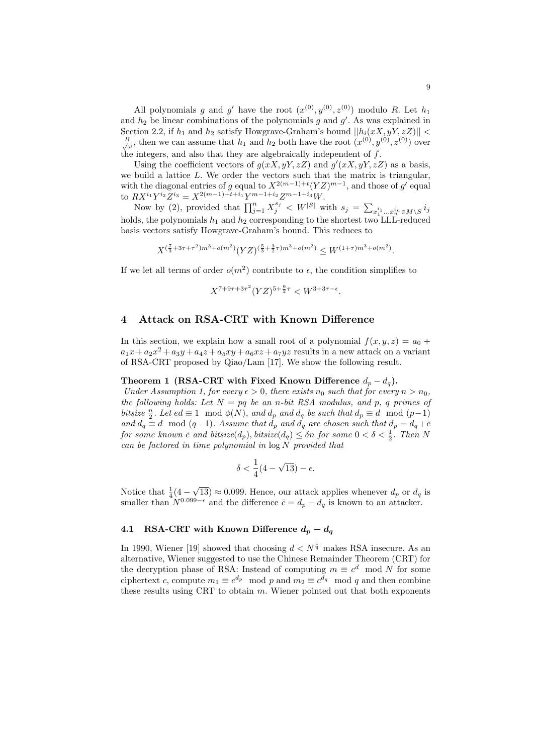All polynomials $g$ and $g'$ have the root $(x^{(0)}, y^{(0)}, z^{(0)})$ modulo $R$. Let $h_1$ and $h_2$ be linear combinations of the polynomials $g$ and $g'$. As was explained in Section 2.2, if $h_1$ and $h_2$ satisfy Howgrave-Graham's bound $||h_i(xX, yY, zZ)|| < \frac{R}{\sqrt{\omega}}$, then we can assume that $h_1$ and $h_2$ both have the root $(x^{(0)}, y^{(0)}, z^{(0)})$ over the integers, and also that they are algebraically independent of $f$.

Using the coefficient vectors of $g(xX, yY, zZ)$ and $g'(xX, yY, zZ)$ as a basis, we build a lattice $L$. We order the vectors such that the matrix is triangular, with the diagonal entries of $g$ equal to $X^{2(m-1)+t}(YZ)^{m-1}$, and those of $g'$ equal to $RX^{i_1}Y^{i_2}Z^{i_3} = X^{2(m-1)+t+i_1}Y^{m-1+i_2}Z^{m-1+i_3}W$.

Now by (2), provided that $\prod_{j=1}^{n} X_j^{s_j} < W^{|S|}$ with $s_j = \sum_{x_1^{i_1}\ldots x_n^{i_n} \in M \setminus S} i_j$ holds, the polynomials $h_1$ and $h_2$ corresponding to the shortest two LLL-reduced basis vectors satisfy Howgrave-Graham's bound. This reduces to

$$X^{(\frac{7}{3}+3\tau+\tau^2)m^3+o(m^2)}(YZ)^{(\frac{5}{3}+\frac{3}{2}\tau)m^3+o(m^2)} \leq W^{(1+\tau)m^3+o(m^2)}.$$

If we let all terms of order $o(m^2)$ contribute to $\epsilon$, the condition simplifies to

$$X^{7+9\tau+3\tau^2}(YZ)^{5+\frac{9}{2}\tau} < W^{3+3\tau-\epsilon}.$$

## 4 Attack on RSA-CRT with Known Difference

In this section, we explain how a small root of a polynomial $f(x, y, z) = a_0 + a_1x + a_2x^2 + a_3y + a_4z + a_5xy + a_6xz + a_7yz$ results in a new attack on a variant of RSA-CRT proposed by Qiao/Lam [17]. We show the following result.

**Theorem 1 (RSA-CRT with Fixed Known Difference $d_p - d_q$).** *Under Assumption 1, for every $\epsilon > 0$, there exists $n_0$ such that for every $n > n_0$, the following holds: Let $N = pq$ be an $n$-bit RSA modulus, and $p$, $q$ primes of bitsize $\frac{n}{2}$. Let $ed \equiv 1 \mod \phi(N)$, and $d_p$ and $d_q$ be such that $d_p \equiv d \mod (p-1)$ and $d_q \equiv d \mod (q-1)$. Assume that $d_p$ and $d_q$ are chosen such that $d_p = d_q + \bar{c}$ for some known $\bar{c}$ and bitsize$(d_p)$, bitsize$(d_q) \leq \delta n$ for some $0 < \delta < \frac{1}{2}$. Then $N$ can be factored in time polynomial in $\log N$ provided that*

$$\delta < \frac{1}{4}(4 - \sqrt{13}) - \epsilon.$$

Notice that $\frac{1}{4}(4 - \sqrt{13}) \approx 0.099$. Hence, our attack applies whenever $d_p$ or $d_q$ is smaller than $N^{0.099-\epsilon}$ and the difference $\bar{c} = d_p - d_q$ is known to an attacker.

### 4.1 RSA-CRT with Known Difference $d_p - d_q$

In 1990, Wiener [19] showed that choosing $d < N^{\frac{1}{4}}$ makes RSA insecure. As an alternative, Wiener suggested to use the Chinese Remainder Theorem (CRT) for the decryption phase of RSA: Instead of computing $m \equiv c^d \mod N$ for some ciphertext $c$, compute $m_1 \equiv c^{d_p} \mod p$ and $m_2 \equiv c^{d_q} \mod q$ and then combine these results using CRT to obtain $m$. Wiener pointed out that both exponents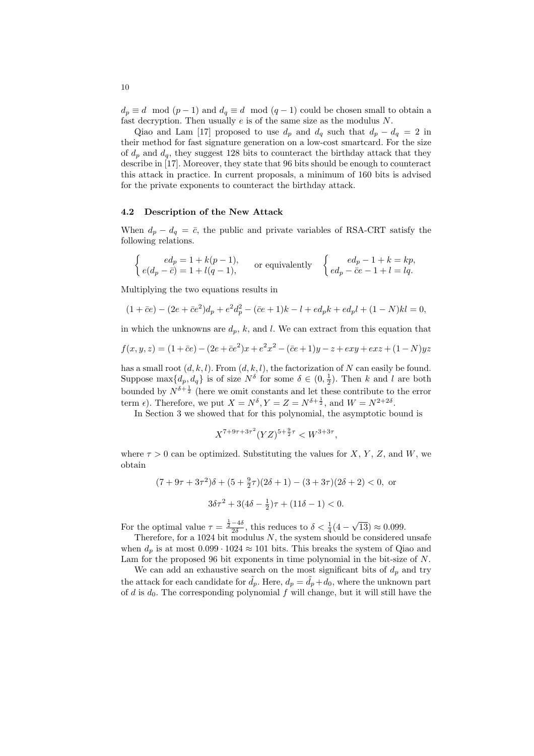$d_p \equiv d \mod (p-1)$ and $d_q \equiv d \mod (q-1)$ could be chosen small to obtain a fast decryption. Then usually $e$ is of the same size as the modulus $N$.

Qiao and Lam [17] proposed to use $d_p$ and $d_q$ such that $d_p - d_q = 2$ in their method for fast signature generation on a low-cost smartcard. For the size of $d_p$ and $d_q$, they suggest 128 bits to counteract the birthday attack that they describe in [17]. Moreover, they state that 96 bits should be enough to counteract this attack in practice. In current proposals, a minimum of 160 bits is advised for the private exponents to counteract the birthday attack.

### 4.2 Description of the New Attack

When $d_p - d_q = \bar{c}$, the public and private variables of RSA-CRT satisfy the following relations.

$$\begin{cases} ed_p = 1 + k(p-1), \\ e(d_p - \bar{c}) = 1 + l(q-1), \end{cases} \quad \text{or equivalently} \quad \begin{cases} ed_p - 1 + k = kp, \\ ed_p - \bar{c}e - 1 + l = lq. \end{cases}$$

Multiplying the two equations results in

$$(1 + \bar{c}e) - (2e + \bar{c}e^2)d_p + e^2 d_p^2 - (\bar{c}e + 1)k - l + ed_p k + ed_p l + (1 - N)kl = 0,$$

in which the unknowns are $d_p$, $k$, and $l$. We can extract from this equation that

$$f(x, y, z) = (1 + \bar{c}e) - (2e + \bar{c}e^2)x + e^2 x^2 - (\bar{c}e + 1)y - z + exy + exz + (1 - N)yz$$

has a small root $(d, k, l)$. From $(d, k, l)$, the factorization of $N$ can easily be found. Suppose $\max\{d_p, d_q\}$ is of size $N^\delta$ for some $\delta \in (0, \frac{1}{2})$. Then $k$ and $l$ are both bounded by $N^{\delta + \frac{1}{2}}$ (here we omit constants and let these contribute to the error term $\epsilon$). Therefore, we put $X = N^\delta, Y = Z = N^{\delta + \frac{1}{2}}$, and $W = N^{2 + 2\delta}$.

In Section 3 we showed that for this polynomial, the asymptotic bound is

$$X^{7 + 9\tau + 3\tau^2}(YZ)^{5 + \frac{9}{2}\tau} < W^{3 + 3\tau},$$

where $\tau > 0$ can be optimized. Substituting the values for $X$, $Y$, $Z$, and $W$, we obtain

$$(7 + 9\tau + 3\tau^2)\delta + (5 + \tfrac{9}{2}\tau)(2\delta + 1) - (3 + 3\tau)(2\delta + 2) < 0, \text{ or}$$

$$3\delta\tau^2 + 3(4\delta - \tfrac{1}{2})\tau + (11\delta - 1) < 0.$$

For the optimal value $\tau = \frac{\frac{1}{2} - 4\delta}{2\delta}$, this reduces to $\delta < \frac{1}{4}(4 - \sqrt{13}) \approx 0.099$.

Therefore, for a 1024 bit modulus $N$, the system should be considered unsafe when $d_p$ is at most $0.099 \cdot 1024 \approx 101$ bits. This breaks the system of Qiao and Lam for the proposed 96 bit exponents in time polynomial in the bit-size of $N$.

We can add an exhaustive search on the most significant bits of $d_p$ and try the attack for each candidate for $\tilde{d_p}$. Here, $d_p = \tilde{d_p} + d_0$, where the unknown part of $d$ is $d_0$. The corresponding polynomial $f$ will change, but it will still have the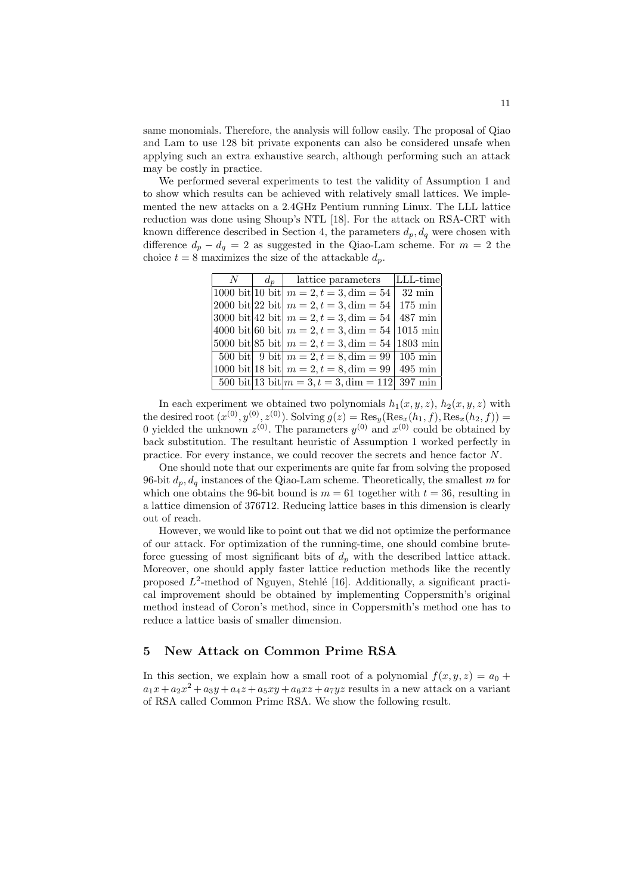same monomials. Therefore, the analysis will follow easily. The proposal of Qiao and Lam to use 128 bit private exponents can also be considered unsafe when applying such an extra exhaustive search, although performing such an attack may be costly in practice.

We performed several experiments to test the validity of Assumption 1 and to show which results can be achieved with relatively small lattices. We implemented the new attacks on a 2.4GHz Pentium running Linux. The LLL lattice reduction was done using Shoup's NTL [18]. For the attack on RSA-CRT with known difference described in Section 4, the parameters $d_p, d_q$ were chosen with difference $d_p - d_q = 2$ as suggested in the Qiao-Lam scheme. For $m = 2$ the choice $t = 8$ maximizes the size of the attackable $d_p$.

| $N$ | $d_p$ | lattice parameters | LLL-time |
|---|---|---|---|
| 1000 bit | 10 bit | $m = 2, t = 3, \dim = 54$ | 32 min |
| 2000 bit | 22 bit | $m = 2, t = 3, \dim = 54$ | 175 min |
| 3000 bit | 42 bit | $m = 2, t = 3, \dim = 54$ | 487 min |
| 4000 bit | 60 bit | $m = 2, t = 3, \dim = 54$ | 1015 min |
| 5000 bit | 85 bit | $m = 2, t = 3, \dim = 54$ | 1803 min |
| 500 bit | 9 bit | $m = 2, t = 8, \dim = 99$ | 105 min |
| 1000 bit | 18 bit | $m = 2, t = 8, \dim = 99$ | 495 min |
| 500 bit | 13 bit | $m = 3, t = 3, \dim = 112$ | 397 min |

In each experiment we obtained two polynomials $h_1(x, y, z)$, $h_2(x, y, z)$ with the desired root $(x^{(0)}, y^{(0)}, z^{(0)})$. Solving $g(z) = \mathrm{Res}_y(\mathrm{Res}_x(h_1, f), \mathrm{Res}_x(h_2, f)) = 0$ yielded the unknown $z^{(0)}$. The parameters $y^{(0)}$ and $x^{(0)}$ could be obtained by back substitution. The resultant heuristic of Assumption 1 worked perfectly in practice. For every instance, we could recover the secrets and hence factor $N$.

One should note that our experiments are quite far from solving the proposed 96-bit $d_p, d_q$ instances of the Qiao-Lam scheme. Theoretically, the smallest $m$ for which one obtains the 96-bit bound is $m = 61$ together with $t = 36$, resulting in a lattice dimension of 376712. Reducing lattice bases in this dimension is clearly out of reach.

However, we would like to point out that we did not optimize the performance of our attack. For optimization of the running-time, one should combine brute-force guessing of most significant bits of $d_p$ with the described lattice attack. Moreover, one should apply faster lattice reduction methods like the recently proposed $L^2$-method of Nguyen, Stehlé [16]. Additionally, a significant practical improvement should be obtained by implementing Coppersmith's original method instead of Coron's method, since in Coppersmith's method one has to reduce a lattice basis of smaller dimension.

## 5 New Attack on Common Prime RSA

In this section, we explain how a small root of a polynomial $f(x, y, z) = a_0 + a_1x + a_2x^2 + a_3y + a_4z + a_5xy + a_6xz + a_7yz$ results in a new attack on a variant of RSA called Common Prime RSA. We show the following result.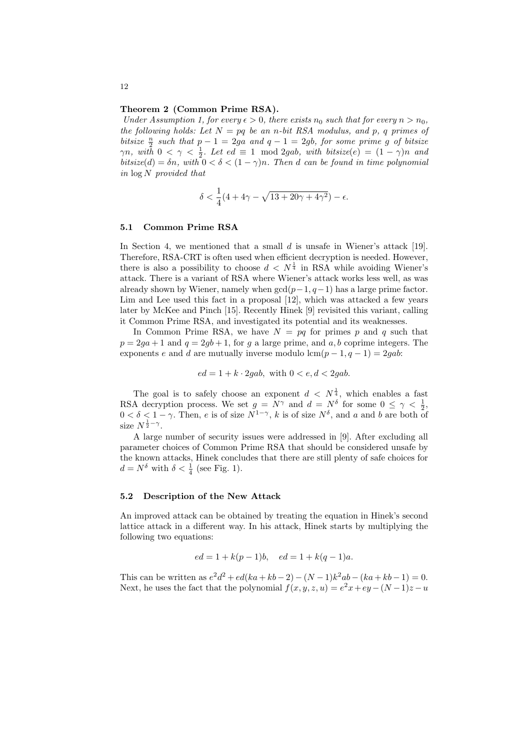**Theorem 2 (Common Prime RSA).**

*Under Assumption 1, for every $\epsilon > 0$, there exists $n_0$ such that for every $n > n_0$, the following holds: Let $N = pq$ be an $n$-bit RSA modulus, and $p$, $q$ primes of bitsize $\frac{n}{2}$ such that $p - 1 = 2ga$ and $q - 1 = 2gb$, for some prime $g$ of bitsize $\gamma n$, with $0 < \gamma < \frac{1}{2}$. Let $ed \equiv 1 \mod 2gab$, with bitsize$(e) = (1 - \gamma)n$ and bitsize$(d) = \delta n$, with $0 < \delta < (1 - \gamma)n$. Then $d$ can be found in time polynomial in $\log N$ provided that*

$$\delta < \frac{1}{4}(4 + 4\gamma - \sqrt{13 + 20\gamma + 4\gamma^2}) - \epsilon.$$

### 5.1 Common Prime RSA

In Section 4, we mentioned that a small $d$ is unsafe in Wiener's attack [19]. Therefore, RSA-CRT is often used when efficient decryption is needed. However, there is also a possibility to choose $d < N^{\frac{1}{4}}$ in RSA while avoiding Wiener's attack. There is a variant of RSA where Wiener's attack works less well, as was already shown by Wiener, namely when $\gcd(p-1, q-1)$ has a large prime factor. Lim and Lee used this fact in a proposal [12], which was attacked a few years later by McKee and Pinch [15]. Recently Hinek [9] revisited this variant, calling it Common Prime RSA, and investigated its potential and its weaknesses.

In Common Prime RSA, we have $N = pq$ for primes $p$ and $q$ such that $p = 2ga + 1$ and $q = 2gb + 1$, for $g$ a large prime, and $a, b$ coprime integers. The exponents $e$ and $d$ are mutually inverse modulo $\text{lcm}(p - 1, q - 1) = 2gab$:

$$ed = 1 + k \cdot 2gab, \text{ with } 0 < e, d < 2gab.$$

The goal is to safely choose an exponent $d < N^{\frac{1}{4}}$, which enables a fast RSA decryption process. We set $g = N^{\gamma}$ and $d = N^{\delta}$ for some $0 \leq \gamma < \frac{1}{2}$, $0 < \delta < 1 - \gamma$. Then, $e$ is of size $N^{1-\gamma}$, $k$ is of size $N^{\delta}$, and $a$ and $b$ are both of size $N^{\frac{1}{2}-\gamma}$.

A large number of security issues were addressed in [9]. After excluding all parameter choices of Common Prime RSA that should be considered unsafe by the known attacks, Hinek concludes that there are still plenty of safe choices for $d = N^{\delta}$ with $\delta < \frac{1}{4}$ (see Fig. 1).

### 5.2 Description of the New Attack

An improved attack can be obtained by treating the equation in Hinek's second lattice attack in a different way. In his attack, Hinek starts by multiplying the following two equations:

$$ed = 1 + k(p - 1)b, \quad ed = 1 + k(q - 1)a.$$

This can be written as $e^2d^2 + ed(ka + kb - 2) - (N - 1)k^2ab - (ka + kb - 1) = 0$. Next, he uses the fact that the polynomial $f(x, y, z, u) = e^2x + ey - (N - 1)z - u$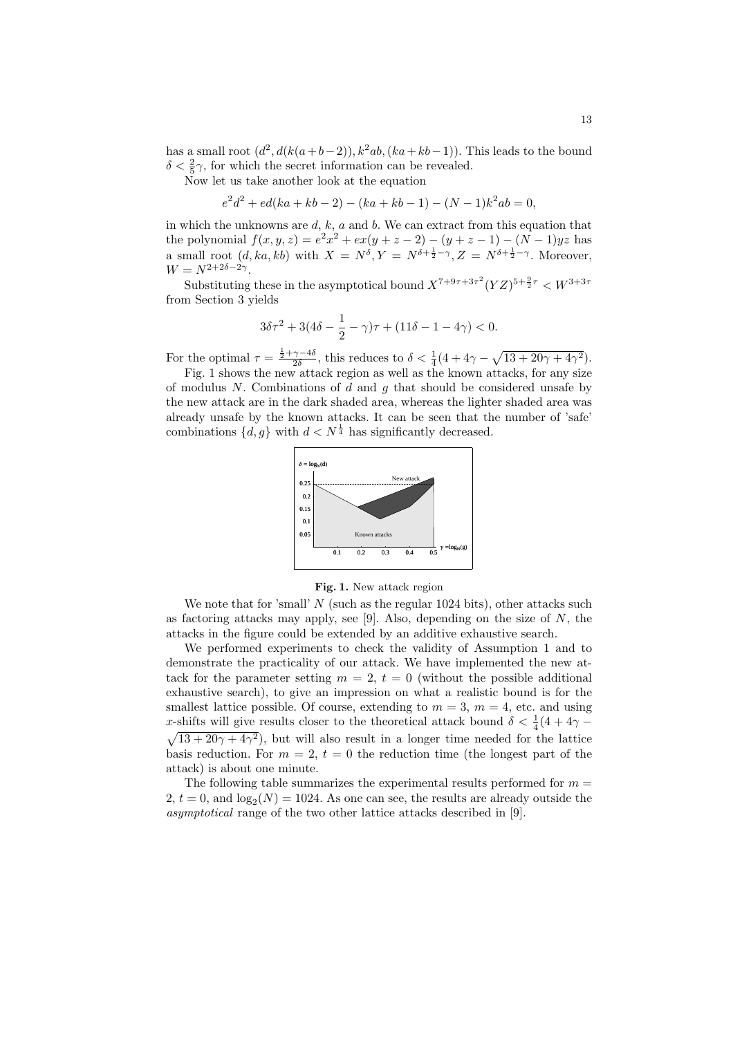has a small root $(d^2, d(k(a+b-2)), k^2ab, (ka+kb-1))$. This leads to the bound $\delta < \frac{2}{5}\gamma$, for which the secret information can be revealed.

Now let us take another look at the equation

$$e^2d^2 + ed(ka + kb - 2) - (ka + kb - 1) - (N-1)k^2ab = 0,$$

in which the unknowns are $d$, $k$, $a$ and $b$. We can extract from this equation that the polynomial $f(x, y, z) = e^2x^2 + ex(y + z - 2) - (y + z - 1) - (N-1)yz$ has a small root $(d, ka, kb)$ with $X = N^{\delta}, Y = N^{\delta+\frac{1}{2}-\gamma}, Z = N^{\delta+\frac{1}{2}-\gamma}$. Moreover, $W = N^{2+2\delta-2\gamma}$.

Substituting these in the asymptotical bound $X^{7+9\tau+3\tau^2}(YZ)^{5+\frac{9}{2}\tau} < W^{3+3\tau}$ from Section 3 yields

$$3\delta\tau^2 + 3(4\delta - \frac{1}{2} - \gamma)\tau + (11\delta - 1 - 4\gamma) < 0.$$

For the optimal $\tau = \frac{\frac{1}{2}+\gamma-4\delta}{2\delta}$, this reduces to $\delta < \frac{1}{4}(4 + 4\gamma - \sqrt{13 + 20\gamma + 4\gamma^2})$.

Fig. 1 shows the new attack region as well as the known attacks, for any size of modulus $N$. Combinations of $d$ and $g$ that should be considered unsafe by the new attack are in the dark shaded area, whereas the lighter shaded area was already unsafe by the known attacks. It can be seen that the number of 'safe' combinations $\{d, g\}$ with $d < N^{\frac{1}{4}}$ has significantly decreased.

**Fig. 1.** New attack region

We note that for 'small' $N$ (such as the regular 1024 bits), other attacks such as factoring attacks may apply, see [9]. Also, depending on the size of $N$, the attacks in the figure could be extended by an additive exhaustive search.

We performed experiments to check the validity of Assumption 1 and to demonstrate the practicality of our attack. We have implemented the new attack for the parameter setting $m = 2$, $t = 0$ (without the possible additional exhaustive search), to give an impression on what a realistic bound is for the smallest lattice possible. Of course, extending to $m = 3$, $m = 4$, etc. and using $x$-shifts will give results closer to the theoretical attack bound $\delta < \frac{1}{4}(4 + 4\gamma - \sqrt{13 + 20\gamma + 4\gamma^2})$, but will also result in a longer time needed for the lattice basis reduction. For $m = 2$, $t = 0$ the reduction time (the longest part of the attack) is about one minute.

The following table summarizes the experimental results performed for $m = 2$, $t = 0$, and $\log_2(N) = 1024$. As one can see, the results are already outside the *asymptotical* range of the two other lattice attacks described in [9].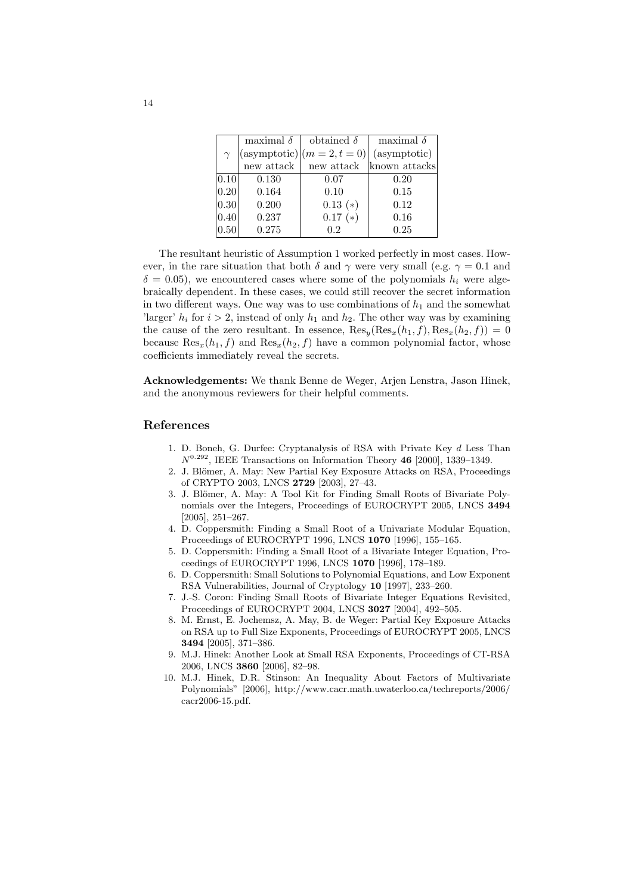| $\gamma$ | maximal $\delta$ (asymptotic) new attack | obtained $\delta$ $(m=2, t=0)$ new attack | maximal $\delta$ (asymptotic) known attacks |
|---|---|---|---|
| 0.10 | 0.130 | 0.07 | 0.20 |
| 0.20 | 0.164 | 0.10 | 0.15 |
| 0.30 | 0.200 | 0.13 (∗) | 0.12 |
| 0.40 | 0.237 | 0.17 (∗) | 0.16 |
| 0.50 | 0.275 | 0.2 | 0.25 |

The resultant heuristic of Assumption 1 worked perfectly in most cases. However, in the rare situation that both $\delta$ and $\gamma$ were very small (e.g. $\gamma = 0.1$ and $\delta = 0.05$), we encountered cases where some of the polynomials $h_i$ were algebraically dependent. In these cases, we could still recover the secret information in two different ways. One way was to use combinations of $h_1$ and the somewhat 'larger' $h_i$ for $i > 2$, instead of only $h_1$ and $h_2$. The other way was by examining the cause of the zero resultant. In essence, $\text{Res}_y(\text{Res}_x(h_1, f), \text{Res}_x(h_2, f)) = 0$ because $\text{Res}_x(h_1, f)$ and $\text{Res}_x(h_2, f)$ have a common polynomial factor, whose coefficients immediately reveal the secrets.

**Acknowledgements:** We thank Benne de Weger, Arjen Lenstra, Jason Hinek, and the anonymous reviewers for their helpful comments.

## References

1. D. Boneh, G. Durfee: Cryptanalysis of RSA with Private Key $d$ Less Than $N^{0.292}$, IEEE Transactions on Information Theory **46** [2000], 1339–1349.
2. J. Blömer, A. May: New Partial Key Exposure Attacks on RSA, Proceedings of CRYPTO 2003, LNCS **2729** [2003], 27–43.
3. J. Blömer, A. May: A Tool Kit for Finding Small Roots of Bivariate Polynomials over the Integers, Proceedings of EUROCRYPT 2005, LNCS **3494** [2005], 251–267.
4. D. Coppersmith: Finding a Small Root of a Univariate Modular Equation, Proceedings of EUROCRYPT 1996, LNCS **1070** [1996], 155–165.
5. D. Coppersmith: Finding a Small Root of a Bivariate Integer Equation, Proceedings of EUROCRYPT 1996, LNCS **1070** [1996], 178–189.
6. D. Coppersmith: Small Solutions to Polynomial Equations, and Low Exponent RSA Vulnerabilities, Journal of Cryptology **10** [1997], 233–260.
7. J.-S. Coron: Finding Small Roots of Bivariate Integer Equations Revisited, Proceedings of EUROCRYPT 2004, LNCS **3027** [2004], 492–505.
8. M. Ernst, E. Jochemsz, A. May, B. de Weger: Partial Key Exposure Attacks on RSA up to Full Size Exponents, Proceedings of EUROCRYPT 2005, LNCS **3494** [2005], 371–386.
9. M.J. Hinek: Another Look at Small RSA Exponents, Proceedings of CT-RSA 2006, LNCS **3860** [2006], 82–98.
10. M.J. Hinek, D.R. Stinson: An Inequality About Factors of Multivariate Polynomials" [2006], http://www.cacr.math.uwaterloo.ca/techreports/2006/cacr2006-15.pdf.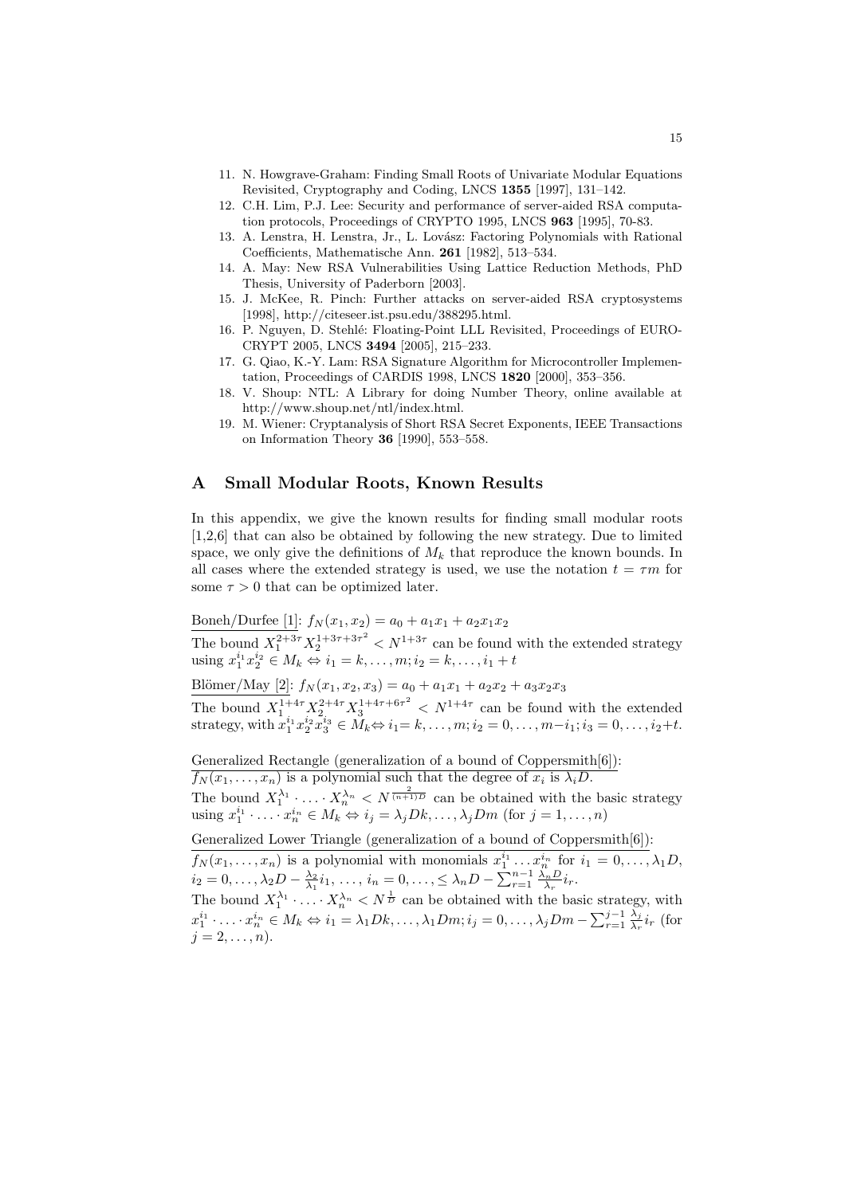11. N. Howgrave-Graham: Finding Small Roots of Univariate Modular Equations Revisited, Cryptography and Coding, LNCS **1355** [1997], 131–142.
12. C.H. Lim, P.J. Lee: Security and performance of server-aided RSA computation protocols, Proceedings of CRYPTO 1995, LNCS **963** [1995], 70-83.
13. A. Lenstra, H. Lenstra, Jr., L. Lovász: Factoring Polynomials with Rational Coefficients, Mathematische Ann. **261** [1982], 513–534.
14. A. May: New RSA Vulnerabilities Using Lattice Reduction Methods, PhD Thesis, University of Paderborn [2003].
15. J. McKee, R. Pinch: Further attacks on server-aided RSA cryptosystems [1998], http://citeseer.ist.psu.edu/388295.html.
16. P. Nguyen, D. Stehlé: Floating-Point LLL Revisited, Proceedings of EUROCRYPT 2005, LNCS **3494** [2005], 215–233.
17. G. Qiao, K.-Y. Lam: RSA Signature Algorithm for Microcontroller Implementation, Proceedings of CARDIS 1998, LNCS **1820** [2000], 353–356.
18. V. Shoup: NTL: A Library for doing Number Theory, online available at http://www.shoup.net/ntl/index.html.
19. M. Wiener: Cryptanalysis of Short RSA Secret Exponents, IEEE Transactions on Information Theory **36** [1990], 553–558.

# A Small Modular Roots, Known Results

In this appendix, we give the known results for finding small modular roots [1,2,6] that can also be obtained by following the new strategy. Due to limited space, we only give the definitions of $M_k$ that reproduce the known bounds. In all cases where the extended strategy is used, we use the notation $t = \tau m$ for some $\tau > 0$ that can be optimized later.

Boneh/Durfee [1]: $f_N(x_1, x_2) = a_0 + a_1 x_1 + a_2 x_1 x_2$

The bound $X_1^{2+3\tau} X_2^{1+3\tau+3\tau^2} < N^{1+3\tau}$ can be found with the extended strategy using $x_1^{i_1} x_2^{i_2} \in M_k \Leftrightarrow i_1 = k, \ldots, m; i_2 = k, \ldots, i_1 + t$

Blömer/May [2]: $f_N(x_1, x_2, x_3) = a_0 + a_1 x_1 + a_2 x_2 + a_3 x_2 x_3$

The bound $X_1^{1+4\tau} X_2^{2+4\tau} X_3^{1+4\tau+6\tau^2} < N^{1+4\tau}$ can be found with the extended strategy, with $x_1^{i_1} x_2^{i_2} x_3^{i_3} \in M_k \Leftrightarrow i_1 = k, \ldots, m; i_2 = 0, \ldots, m - i_1; i_3 = 0, \ldots, i_2 + t$.

Generalized Rectangle (generalization of a bound of Coppersmith[6]):

$f_N(x_1, \ldots, x_n)$ is a polynomial such that the degree of $x_i$ is $\lambda_i D$.

The bound $X_1^{\lambda_1} \cdot \ldots \cdot X_n^{\lambda_n} < N^{\frac{2}{(n+1)D}}$ can be obtained with the basic strategy using $x_1^{i_1} \cdot \ldots \cdot x_n^{i_n} \in M_k \Leftrightarrow i_j = \lambda_j Dk, \ldots, \lambda_j Dm$ (for $j = 1, \ldots, n$)

Generalized Lower Triangle (generalization of a bound of Coppersmith[6]):

$f_N(x_1, \ldots, x_n)$ is a polynomial with monomials $x_1^{i_1} \ldots x_n^{i_n}$ for $i_1 = 0, \ldots, \lambda_1 D$, $i_2 = 0, \ldots, \lambda_2 D - \frac{\lambda_2}{\lambda_1} i_1, \ldots, i_n = 0, \ldots, \leq \lambda_n D - \sum_{r=1}^{n-1} \frac{\lambda_n D}{\lambda_r} i_r$.

The bound $X_1^{\lambda_1} \cdot \ldots \cdot X_n^{\lambda_n} < N^{\frac{1}{D}}$ can be obtained with the basic strategy, with $x_1^{i_1} \cdot \ldots \cdot x_n^{i_n} \in M_k \Leftrightarrow i_1 = \lambda_1 Dk, \ldots, \lambda_1 Dm; i_j = 0, \ldots, \lambda_j Dm - \sum_{r=1}^{j-1} \frac{\lambda_j}{\lambda_r} i_r$ (for $j = 2, \ldots, n$).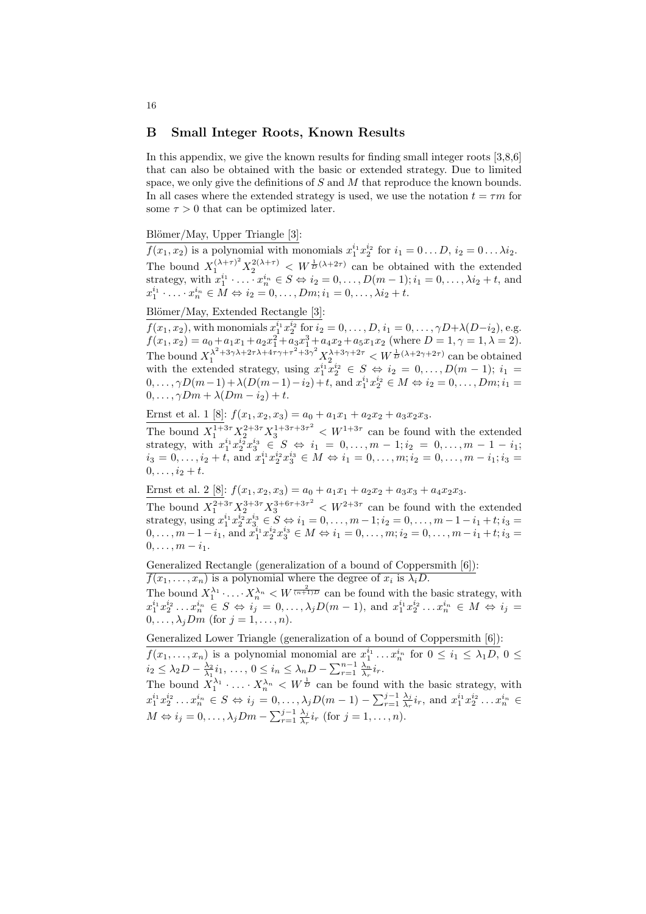## B Small Integer Roots, Known Results

In this appendix, we give the known results for finding small integer roots [3,8,6] that can also be obtained with the basic or extended strategy. Due to limited space, we only give the definitions of $S$ and $M$ that reproduce the known bounds. In all cases where the extended strategy is used, we use the notation $t = \tau m$ for some $\tau > 0$ that can be optimized later.

<u>Blömer/May, Upper Triangle [3]:</u>
$f(x_1, x_2)$ is a polynomial with monomials $x_1^{i_1} x_2^{i_2}$ for $i_1 = 0 \dots D$, $i_2 = 0 \dots \lambda i_2$.
The bound $X_1^{(\lambda+\tau)^2} X_2^{2(\lambda+\tau)} < W^{\frac{1}{D}(\lambda+2\tau)}$ can be obtained with the extended strategy, with $x_1^{i_1} \cdot \ldots \cdot x_n^{i_n} \in S \Leftrightarrow i_2 = 0, \ldots, D(m-1); i_1 = 0, \ldots, \lambda i_2 + t$, and $x_1^{i_1} \cdot \ldots \cdot x_n^{i_n} \in M \Leftrightarrow i_2 = 0, \ldots, Dm; i_1 = 0, \ldots, \lambda i_2 + t$.

<u>Blömer/May, Extended Rectangle [3]:</u>
$f(x_1, x_2)$, with monomials $x_1^{i_1} x_2^{i_2}$ for $i_2 = 0, \ldots, D$, $i_1 = 0, \ldots, \gamma D + \lambda(D - i_2)$, e.g. $f(x_1, x_2) = a_0 + a_1 x_1 + a_2 x_1^2 + a_3 x_1^3 + a_4 x_2 + a_5 x_1 x_2$ (where $D = 1, \gamma = 1, \lambda = 2$).
The bound $X_1^{\lambda^2 + 3\gamma\lambda + 2\tau\lambda + 4\tau\gamma + \tau^2 + 3\gamma^2} X_2^{\lambda + 3\gamma + 2\tau} < W^{\frac{1}{D}(\lambda + 2\gamma + 2\tau)}$ can be obtained with the extended strategy, using $x_1^{i_1} x_2^{i_2} \in S \Leftrightarrow i_2 = 0, \ldots, D(m-1)$; $i_1 = 0, \ldots, \gamma D(m-1) + \lambda(D(m-1) - i_2) + t$, and $x_1^{i_1} x_2^{i_2} \in M \Leftrightarrow i_2 = 0, \ldots, Dm; i_1 = 0, \ldots, \gamma Dm + \lambda(Dm - i_2) + t$.

<u>Ernst et al. 1 [8]:</u> $f(x_1, x_2, x_3) = a_0 + a_1 x_1 + a_2 x_2 + a_3 x_2 x_3$.
The bound $X_1^{1+3\tau} X_2^{2+3\tau} X_3^{1+3\tau+3\tau^2} < W^{1+3\tau}$ can be found with the extended strategy, with $x_1^{i_1} x_2^{i_2} x_3^{i_3} \in S \Leftrightarrow i_1 = 0, \ldots, m-1; i_2 = 0, \ldots, m-1-i_1$; $i_3 = 0, \ldots, i_2 + t$, and $x_1^{i_1} x_2^{i_2} x_3^{i_3} \in M \Leftrightarrow i_1 = 0, \ldots, m; i_2 = 0, \ldots, m - i_1; i_3 = 0, \ldots, i_2 + t$.

<u>Ernst et al. 2 [8]:</u> $f(x_1, x_2, x_3) = a_0 + a_1 x_1 + a_2 x_2 + a_3 x_3 + a_4 x_2 x_3$.
The bound $X_1^{2+3\tau} X_2^{3+3\tau} X_3^{3+6\tau+3\tau^2} < W^{2+3\tau}$ can be found with the extended strategy, using $x_1^{i_1} x_2^{i_2} x_3^{i_3} \in S \Leftrightarrow i_1 = 0, \ldots, m-1; i_2 = 0, \ldots, m-1-i_1+t; i_3 = 0, \ldots, m-1-i_1$, and $x_1^{i_1} x_2^{i_2} x_3^{i_3} \in M \Leftrightarrow i_1 = 0, \ldots, m; i_2 = 0, \ldots, m-i_1+t; i_3 = 0, \ldots, m-i_1$.

<u>Generalized Rectangle (generalization of a bound of Coppersmith [6]):</u>
$f(x_1, \ldots, x_n)$ is a polynomial where the degree of $x_i$ is $\lambda_i D$.
The bound $X_1^{\lambda_1} \cdot \ldots \cdot X_n^{\lambda_n} < W^{\frac{2}{(n+1)D}}$ can be found with the basic strategy, with $x_1^{i_1} x_2^{i_2} \ldots x_n^{i_n} \in S \Leftrightarrow i_j = 0, \ldots, \lambda_j D(m-1)$, and $x_1^{i_1} x_2^{i_2} \ldots x_n^{i_n} \in M \Leftrightarrow i_j = 0, \ldots, \lambda_j Dm$ (for $j = 1, \ldots, n$).

<u>Generalized Lower Triangle (generalization of a bound of Coppersmith [6]):</u>
$f(x_1, \ldots, x_n)$ is a polynomial monomial are $x_1^{i_1} \ldots x_n^{i_n}$ for $0 \le i_1 \le \lambda_1 D$, $0 \le i_2 \le \lambda_2 D - \frac{\lambda_2}{\lambda_1} i_1$, $\ldots$, $0 \le i_n \le \lambda_n D - \sum_{r=1}^{n-1} \frac{\lambda_n}{\lambda_r} i_r$.
The bound $X_1^{\lambda_1} \cdot \ldots \cdot X_n^{\lambda_n} < W^{\frac{1}{D}}$ can be found with the basic strategy, with $x_1^{i_1} x_2^{i_2} \ldots x_n^{i_n} \in S \Leftrightarrow i_j = 0, \ldots, \lambda_j D(m-1) - \sum_{r=1}^{j-1} \frac{\lambda_j}{\lambda_r} i_r$, and $x_1^{i_1} x_2^{i_2} \ldots x_n^{i_n} \in M \Leftrightarrow i_j = 0, \ldots, \lambda_j Dm - \sum_{r=1}^{j-1} \frac{\lambda_j}{\lambda_r} i_r$ (for $j = 1, \ldots, n$).